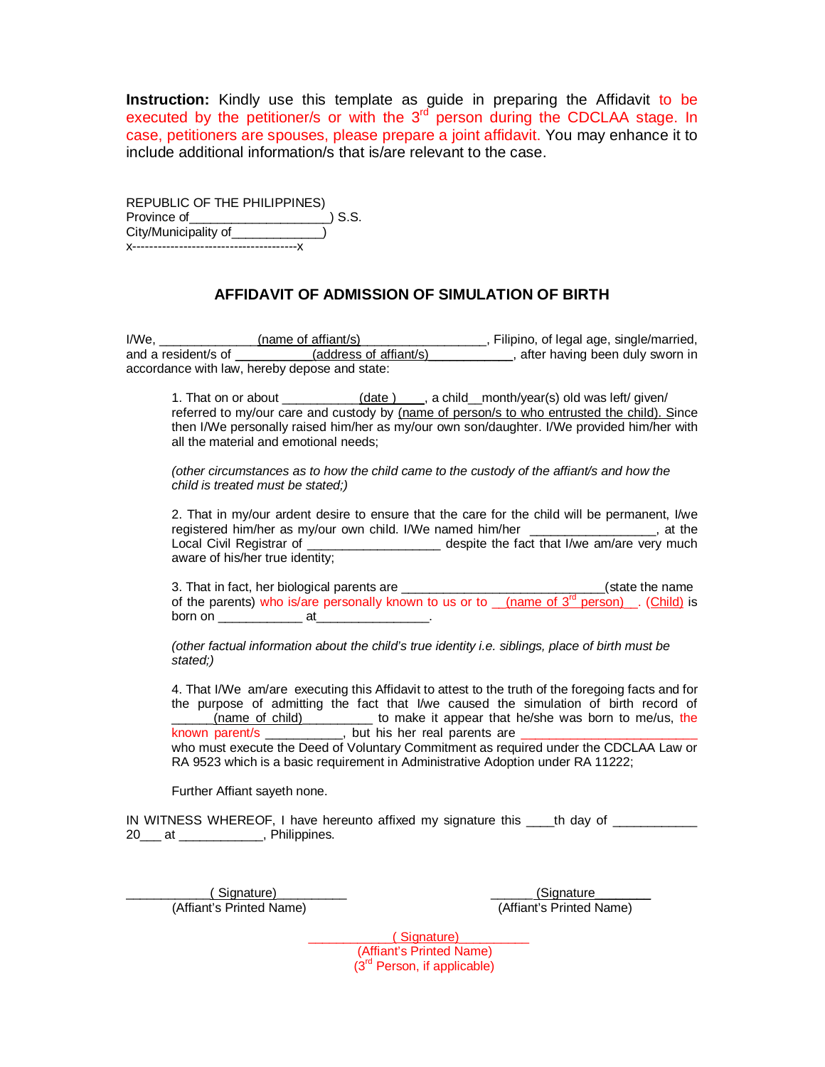**Instruction:** Kindly use this template as guide in preparing the Affidavit to be executed by the petitioner/s or with the 3rd person during the CDCLAA stage. In case, petitioners are spouses, please prepare a joint affidavit. You may enhance it to include additional information/s that is/are relevant to the case.

REPUBLIC OF THE PHILIPPINES)
Province of___________________) S.S.
City/Municipality of____________)
x--------------------------------------x

## AFFIDAVIT OF ADMISSION OF SIMULATION OF BIRTH

I/We, _____________(name of affiant/s) _________________, Filipino, of legal age, single/married, and a resident/s of ___________(address of affiant/s)____________, after having been duly sworn in accordance with law, hereby depose and state:

1. That on or about ___________(date )____, a child__month/year(s) old was left/ given/ referred to my/our care and custody by (name of person/s to who entrusted the child). Since then I/We personally raised him/her as my/our own son/daughter. I/We provided him/her with all the material and emotional needs;

*(other circumstances as to how the child came to the custody of the affiant/s and how the child is treated must be stated;)*

2. That in my/our ardent desire to ensure that the care for the child will be permanent, I/we registered him/her as my/our own child. I/We named him/her _________________, at the Local Civil Registrar of __________________ despite the fact that I/we am/are very much aware of his/her true identity;

3. That in fact, her biological parents are ____________________________(state the name of the parents) who is/are personally known to us or to __(name of 3rd person)__. (Child) is born on ___________ at_______________.

*(other factual information about the child's true identity i.e. siblings, place of birth must be stated;)*

4. That I/We am/are executing this Affidavit to attest to the truth of the foregoing facts and for the purpose of admitting the fact that I/we caused the simulation of birth record of ______(name of child)_________ to make it appear that he/she was born to me/us, the known parent/s ___________, but his her real parents are _______________________ who must execute the Deed of Voluntary Commitment as required under the CDCLAA Law or RA 9523 which is a basic requirement in Administrative Adoption under RA 11222;

Further Affiant sayeth none.

IN WITNESS WHEREOF, I have hereunto affixed my signature this ____th day of ___________ 20___ at ___________, Philippines.

___________( Signature)_________
(Affiant's Printed Name)

______(Signature________
(Affiant's Printed Name)

___________( Signature)_________
(Affiant's Printed Name)
(3rd Person, if applicable)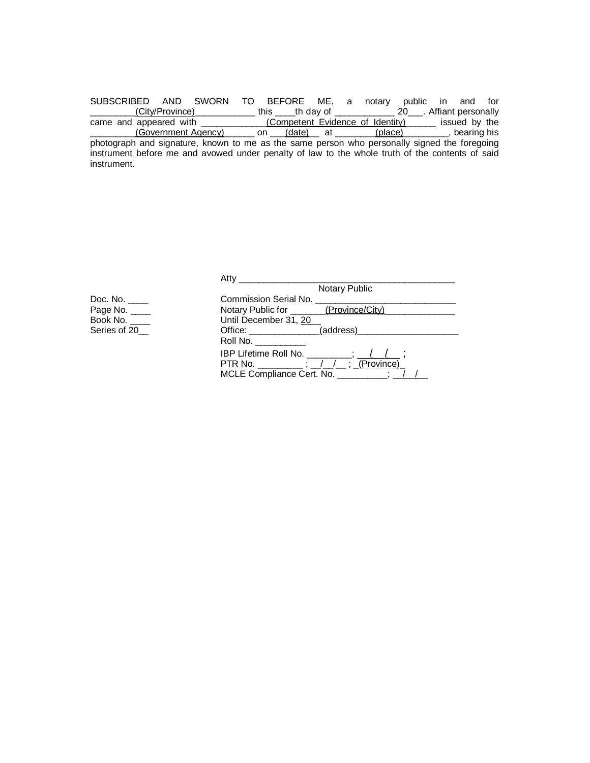SUBSCRIBED AND SWORN TO BEFORE ME, a notary public in and for _________(City/Province)____________ this ____th day of ____________ 20___. Affiant personally came and appeared with _____________(Competent Evidence of Identity)______ issued by the _________(Government Agency)______ on ___(date)__ at ________(place)_________, bearing his photograph and signature, known to me as the same person who personally signed the foregoing instrument before me and avowed under penalty of law to the whole truth of the contents of said instrument.

| | |
|---|---|
| | Atty ____________________________________________ |
| | Notary Public |
| Doc. No. ____ | Commission Serial No. ____________________________ |
| Page No. ____ | Notary Public for _______(Province/City)_______________ |
| Book No. ____ | Until December 31, 20__ |
| Series of 20__ | Office: ______________(address)_____________________ |
| | Roll No. __________ |
| | IBP Lifetime Roll No. _________; __/__/__ ; |
| | PTR No. _________ ; __/__/__ ; _(Province)_ |
| | MCLE Compliance Cert. No. __________; __/__/__ |